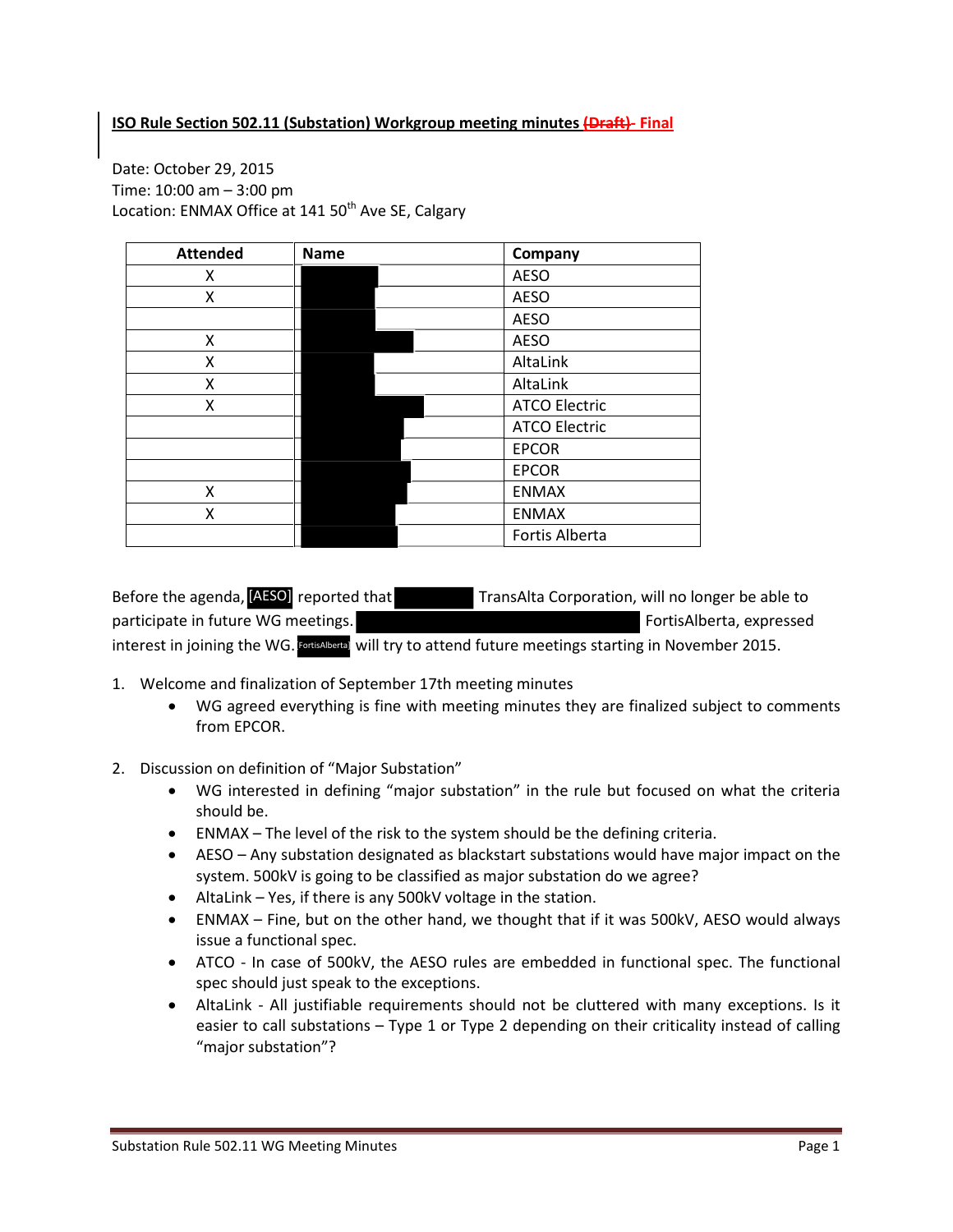**ISO Rule Section 502.11 (Substation) Workgroup meeting minutes ~~(Draft)~~ - Final**

Date: October 29, 2015
Time: 10:00 am – 3:00 pm
Location: ENMAX Office at 141 50th Ave SE, Calgary

| Attended | Name | Company |
|---|---|---|
| X | | AESO |
| X | | AESO |
| | | AESO |
| X | | AESO |
| X | | AltaLink |
| X | | AltaLink |
| X | | ATCO Electric |
| | | ATCO Electric |
| | | EPCOR |
| | | EPCOR |
| X | | ENMAX |
| X | | ENMAX |
| | | Fortis Alberta |

Before the agenda, [AESO] reported that TransAlta Corporation, will no longer be able to participate in future WG meetings. FortisAlberta, expressed interest in joining the WG. [FortisAlberta] will try to attend future meetings starting in November 2015.

1. Welcome and finalization of September 17th meeting minutes
   - WG agreed everything is fine with meeting minutes they are finalized subject to comments from EPCOR.

2. Discussion on definition of "Major Substation"
   - WG interested in defining "major substation" in the rule but focused on what the criteria should be.
   - ENMAX – The level of the risk to the system should be the defining criteria.
   - AESO – Any substation designated as blackstart substations would have major impact on the system. 500kV is going to be classified as major substation do we agree?
   - AltaLink – Yes, if there is any 500kV voltage in the station.
   - ENMAX – Fine, but on the other hand, we thought that if it was 500kV, AESO would always issue a functional spec.
   - ATCO - In case of 500kV, the AESO rules are embedded in functional spec. The functional spec should just speak to the exceptions.
   - AltaLink - All justifiable requirements should not be cluttered with many exceptions. Is it easier to call substations – Type 1 or Type 2 depending on their criticality instead of calling "major substation"?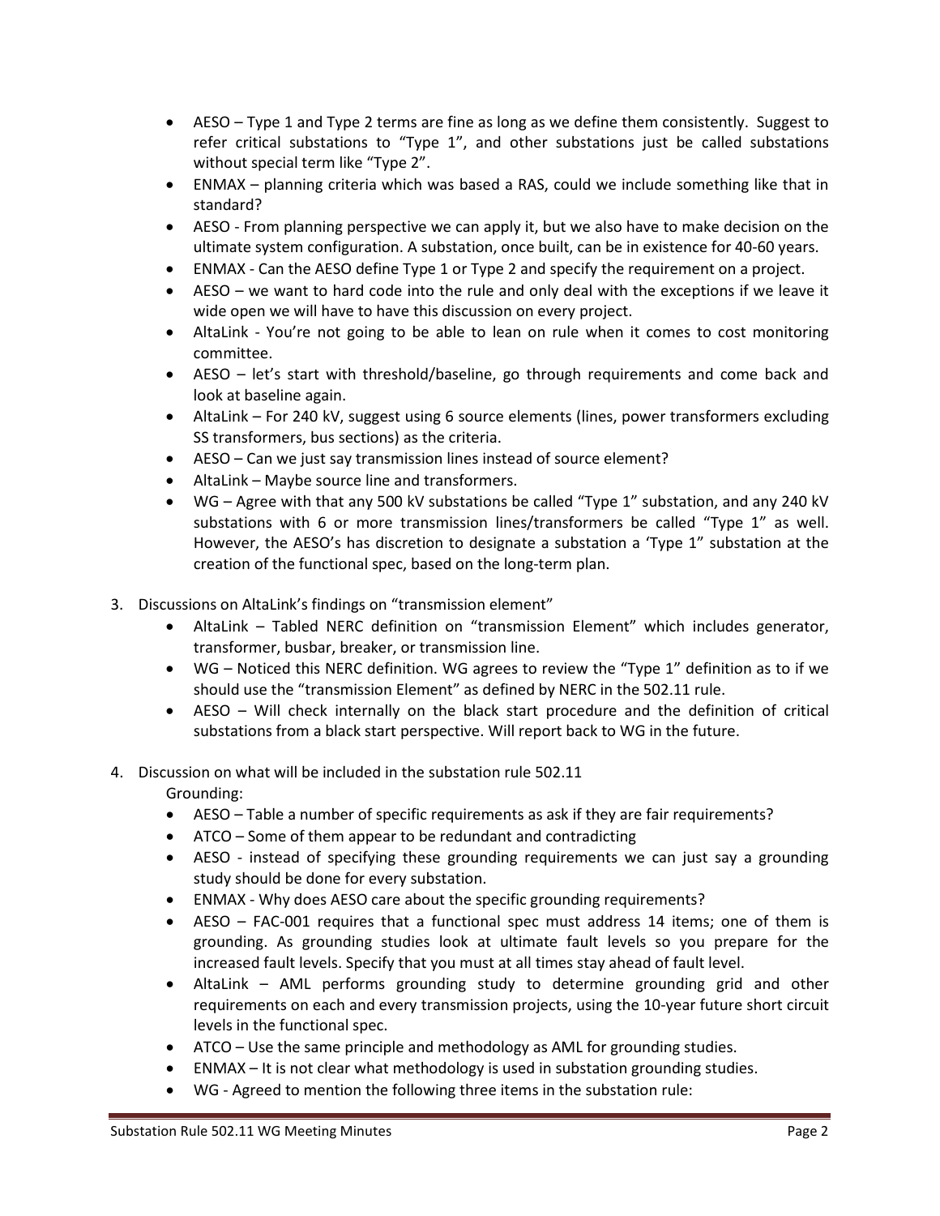- AESO – Type 1 and Type 2 terms are fine as long as we define them consistently. Suggest to refer critical substations to "Type 1", and other substations just be called substations without special term like "Type 2".
- ENMAX – planning criteria which was based a RAS, could we include something like that in standard?
- AESO - From planning perspective we can apply it, but we also have to make decision on the ultimate system configuration. A substation, once built, can be in existence for 40-60 years.
- ENMAX - Can the AESO define Type 1 or Type 2 and specify the requirement on a project.
- AESO – we want to hard code into the rule and only deal with the exceptions if we leave it wide open we will have to have this discussion on every project.
- AltaLink - You're not going to be able to lean on rule when it comes to cost monitoring committee.
- AESO – let's start with threshold/baseline, go through requirements and come back and look at baseline again.
- AltaLink – For 240 kV, suggest using 6 source elements (lines, power transformers excluding SS transformers, bus sections) as the criteria.
- AESO – Can we just say transmission lines instead of source element?
- AltaLink – Maybe source line and transformers.
- WG – Agree with that any 500 kV substations be called "Type 1" substation, and any 240 kV substations with 6 or more transmission lines/transformers be called "Type 1" as well. However, the AESO's has discretion to designate a substation a 'Type 1" substation at the creation of the functional spec, based on the long-term plan.

3. Discussions on AltaLink's findings on "transmission element"
   - AltaLink – Tabled NERC definition on "transmission Element" which includes generator, transformer, busbar, breaker, or transmission line.
   - WG – Noticed this NERC definition. WG agrees to review the "Type 1" definition as to if we should use the "transmission Element" as defined by NERC in the 502.11 rule.
   - AESO – Will check internally on the black start procedure and the definition of critical substations from a black start perspective. Will report back to WG in the future.

4. Discussion on what will be included in the substation rule 502.11

   Grounding:
   - AESO – Table a number of specific requirements as ask if they are fair requirements?
   - ATCO – Some of them appear to be redundant and contradicting
   - AESO - instead of specifying these grounding requirements we can just say a grounding study should be done for every substation.
   - ENMAX - Why does AESO care about the specific grounding requirements?
   - AESO – FAC-001 requires that a functional spec must address 14 items; one of them is grounding. As grounding studies look at ultimate fault levels so you prepare for the increased fault levels. Specify that you must at all times stay ahead of fault level.
   - AltaLink – AML performs grounding study to determine grounding grid and other requirements on each and every transmission projects, using the 10-year future short circuit levels in the functional spec.
   - ATCO – Use the same principle and methodology as AML for grounding studies.
   - ENMAX – It is not clear what methodology is used in substation grounding studies.
   - WG - Agreed to mention the following three items in the substation rule: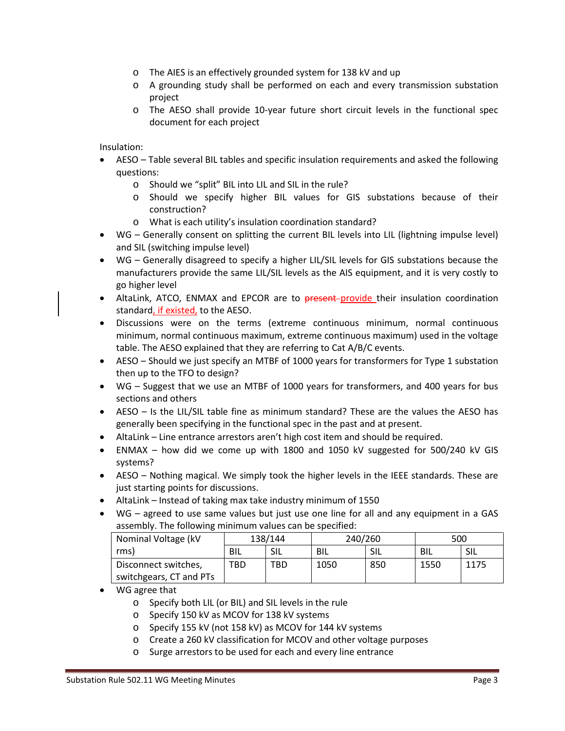- The AIES is an effectively grounded system for 138 kV and up
- A grounding study shall be performed on each and every transmission substation project
- The AESO shall provide 10-year future short circuit levels in the functional spec document for each project

Insulation:

- AESO – Table several BIL tables and specific insulation requirements and asked the following questions:
  - Should we "split" BIL into LIL and SIL in the rule?
  - Should we specify higher BIL values for GIS substations because of their construction?
  - What is each utility's insulation coordination standard?
- WG – Generally consent on splitting the current BIL levels into LIL (lightning impulse level) and SIL (switching impulse level)
- WG – Generally disagreed to specify a higher LIL/SIL levels for GIS substations because the manufacturers provide the same LIL/SIL levels as the AIS equipment, and it is very costly to go higher level
- AltaLink, ATCO, ENMAX and EPCOR are to ~~present~~ provide their insulation coordination standard, if existed, to the AESO.
- Discussions were on the terms (extreme continuous minimum, normal continuous minimum, normal continuous maximum, extreme continuous maximum) used in the voltage table. The AESO explained that they are referring to Cat A/B/C events.
- AESO – Should we just specify an MTBF of 1000 years for transformers for Type 1 substation then up to the TFO to design?
- WG – Suggest that we use an MTBF of 1000 years for transformers, and 400 years for bus sections and others
- AESO – Is the LIL/SIL table fine as minimum standard? These are the values the AESO has generally been specifying in the functional spec in the past and at present.
- AltaLink – Line entrance arrestors aren't high cost item and should be required.
- ENMAX – how did we come up with 1800 and 1050 kV suggested for 500/240 kV GIS systems?
- AESO – Nothing magical. We simply took the higher levels in the IEEE standards. These are just starting points for discussions.
- AltaLink – Instead of taking max take industry minimum of 1550
- WG – agreed to use same values but just use one line for all and any equipment in a GAS assembly. The following minimum values can be specified:

| Nominal Voltage (kV rms) | 138/144 | | 240/260 | | 500 | |
|---|---|---|---|---|---|---|
| | BIL | SIL | BIL | SIL | BIL | SIL |
| Disconnect switches, switchgears, CT and PTs | TBD | TBD | 1050 | 850 | 1550 | 1175 |

- WG agree that
  - Specify both LIL (or BIL) and SIL levels in the rule
  - Specify 150 kV as MCOV for 138 kV systems
  - Specify 155 kV (not 158 kV) as MCOV for 144 kV systems
  - Create a 260 kV classification for MCOV and other voltage purposes
  - Surge arrestors to be used for each and every line entrance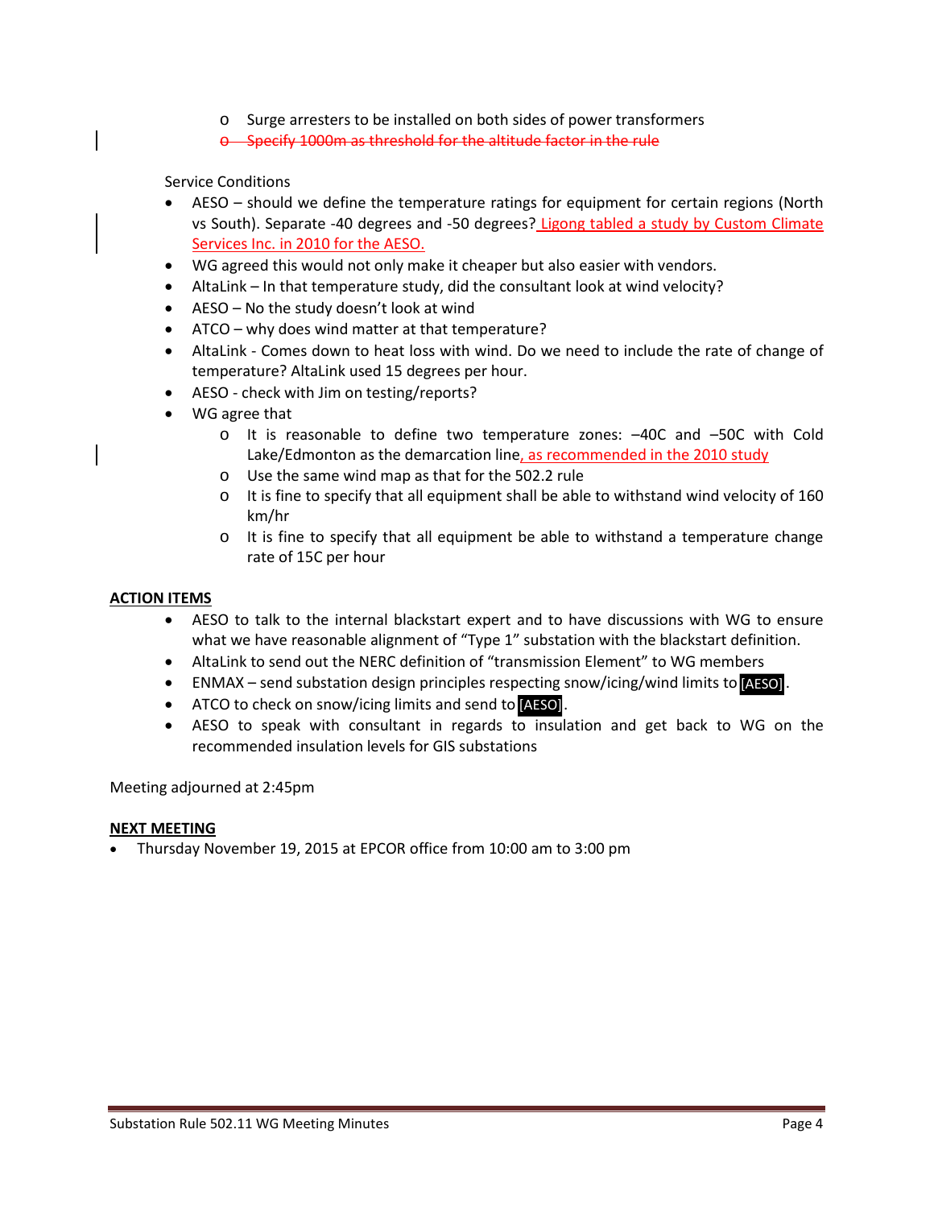- Surge arresters to be installed on both sides of power transformers
    - ~~Specify 1000m as threshold for the altitude factor in the rule~~

Service Conditions

- AESO – should we define the temperature ratings for equipment for certain regions (North vs South). Separate -40 degrees and -50 degrees? Ligong tabled a study by Custom Climate Services Inc. in 2010 for the AESO.
- WG agreed this would not only make it cheaper but also easier with vendors.
- AltaLink – In that temperature study, did the consultant look at wind velocity?
- AESO – No the study doesn't look at wind
- ATCO – why does wind matter at that temperature?
- AltaLink - Comes down to heat loss with wind. Do we need to include the rate of change of temperature? AltaLink used 15 degrees per hour.
- AESO - check with Jim on testing/reports?
- WG agree that
    - It is reasonable to define two temperature zones: –40C and –50C with Cold Lake/Edmonton as the demarcation line, as recommended in the 2010 study
    - Use the same wind map as that for the 502.2 rule
    - It is fine to specify that all equipment shall be able to withstand wind velocity of 160 km/hr
    - It is fine to specify that all equipment be able to withstand a temperature change rate of 15C per hour

**ACTION ITEMS**

- AESO to talk to the internal blackstart expert and to have discussions with WG to ensure what we have reasonable alignment of "Type 1" substation with the blackstart definition.
- AltaLink to send out the NERC definition of "transmission Element" to WG members
- ENMAX – send substation design principles respecting snow/icing/wind limits to [AESO].
- ATCO to check on snow/icing limits and send to [AESO].
- AESO to speak with consultant in regards to insulation and get back to WG on the recommended insulation levels for GIS substations

Meeting adjourned at 2:45pm

**NEXT MEETING**

- Thursday November 19, 2015 at EPCOR office from 10:00 am to 3:00 pm